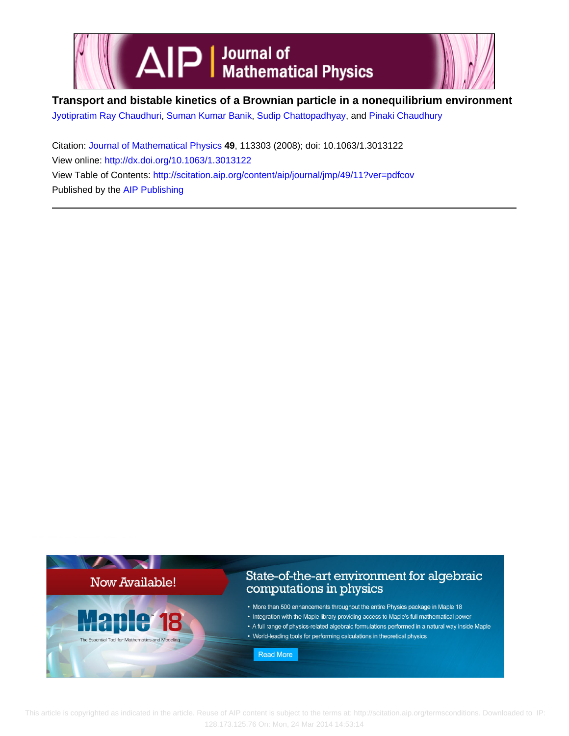# Transport and bistable kinetics of a Brownian particle in a nonequilibrium environment

Jyotipratim Ray Chaudhuri, Suman Kumar Banik, Sudip Chattopadhyay, and Pinaki Chaudhury

Citation: Journal of Mathematical Physics **49**, 113303 (2008); doi: 10.1063/1.3013122

View online: http://dx.doi.org/10.1063/1.3013122

View Table of Contents: http://scitation.aip.org/content/aip/journal/jmp/49/11?ver=pdfcov

Published by the AIP Publishing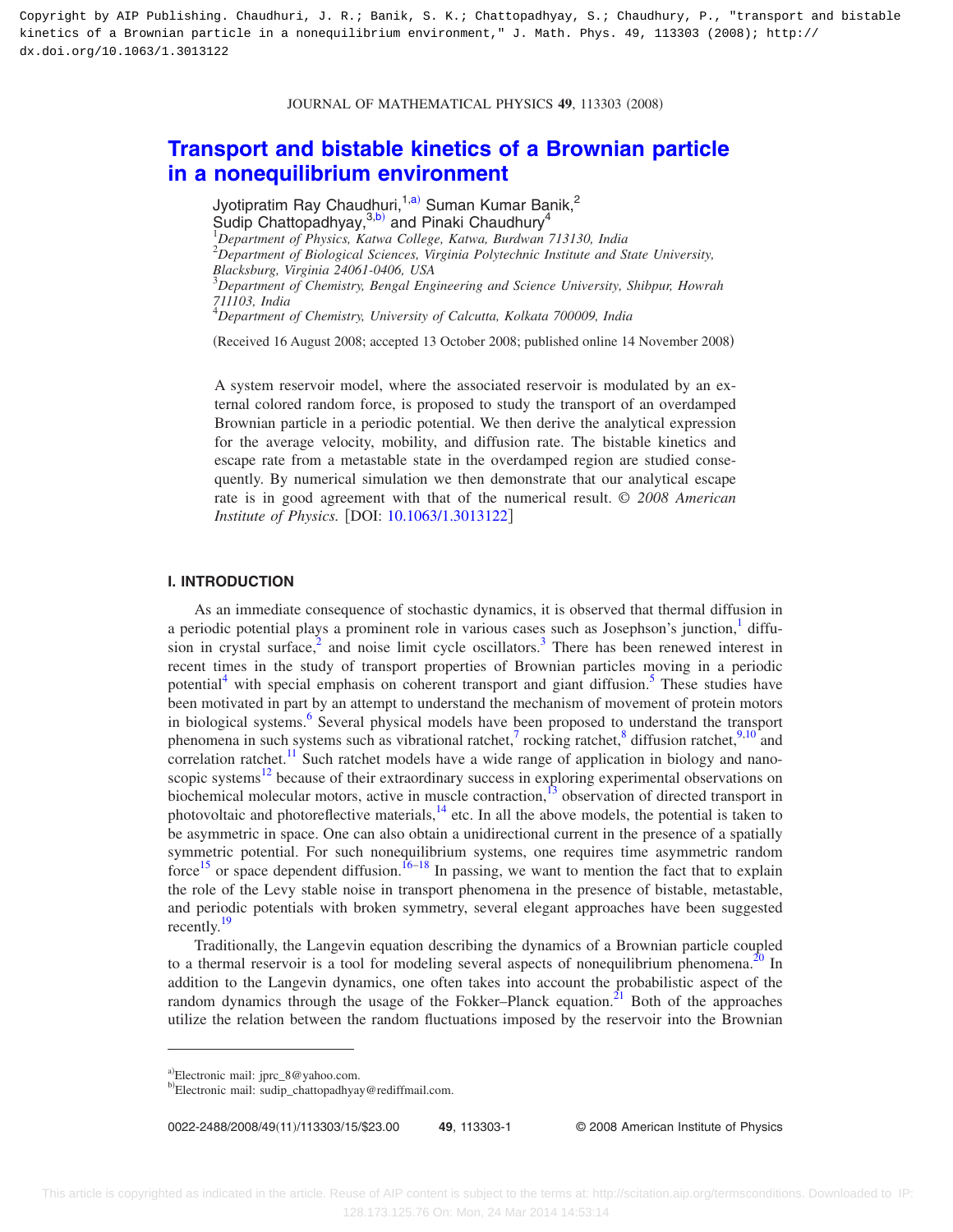Copyright by AIP Publishing. Chaudhuri, J. R.; Banik, S. K.; Chattopadhyay, S.; Chaudhury, P., "transport and bistable kinetics of a Brownian particle in a nonequilibrium environment," J. Math. Phys. 49, 113303 (2008); http://dx.doi.org/10.1063/1.3013122

# Transport and bistable kinetics of a Brownian particle in a nonequilibrium environment

Jyotipratim Ray Chaudhuri,[1,a)] Suman Kumar Banik,[2] Sudip Chattopadhyay,[3,b)] and Pinaki Chaudhury[4]

[1]*Department of Physics, Katwa College, Katwa, Burdwan 713130, India*
[2]*Department of Biological Sciences, Virginia Polytechnic Institute and State University, Blacksburg, Virginia 24061-0406, USA*
[3]*Department of Chemistry, Bengal Engineering and Science University, Shibpur, Howrah 711103, India*
[4]*Department of Chemistry, University of Calcutta, Kolkata 700009, India*

(Received 16 August 2008; accepted 13 October 2008; published online 14 November 2008)

A system reservoir model, where the associated reservoir is modulated by an external colored random force, is proposed to study the transport of an overdamped Brownian particle in a periodic potential. We then derive the analytical expression for the average velocity, mobility, and diffusion rate. The bistable kinetics and escape rate from a metastable state in the overdamped region are studied consequently. By numerical simulation we then demonstrate that our analytical escape rate is in good agreement with that of the numerical result. © *2008 American Institute of Physics.* [DOI: 10.1063/1.3013122]

## I. INTRODUCTION

As an immediate consequence of stochastic dynamics, it is observed that thermal diffusion in a periodic potential plays a prominent role in various cases such as Josephson's junction,[1] diffusion in crystal surface,[2] and noise limit cycle oscillators.[3] There has been renewed interest in recent times in the study of transport properties of Brownian particles moving in a periodic potential[4] with special emphasis on coherent transport and giant diffusion.[5] These studies have been motivated in part by an attempt to understand the mechanism of movement of protein motors in biological systems.[6] Several physical models have been proposed to understand the transport phenomena in such systems such as vibrational ratchet,[7] rocking ratchet,[8] diffusion ratchet,[9,10] and correlation ratchet.[11] Such ratchet models have a wide range of application in biology and nanoscopic systems[12] because of their extraordinary success in exploring experimental observations on biochemical molecular motors, active in muscle contraction,[13] observation of directed transport in photovoltaic and photoreflective materials,[14] etc. In all the above models, the potential is taken to be asymmetric in space. One can also obtain a unidirectional current in the presence of a spatially symmetric potential. For such nonequilibrium systems, one requires time asymmetric random force[15] or space dependent diffusion.[16–18] In passing, we want to mention the fact that to explain the role of the Levy stable noise in transport phenomena in the presence of bistable, metastable, and periodic potentials with broken symmetry, several elegant approaches have been suggested recently.[19]

Traditionally, the Langevin equation describing the dynamics of a Brownian particle coupled to a thermal reservoir is a tool for modeling several aspects of nonequilibrium phenomena.[20] In addition to the Langevin dynamics, one often takes into account the probabilistic aspect of the random dynamics through the usage of the Fokker–Planck equation.[21] Both of the approaches utilize the relation between the random fluctuations imposed by the reservoir into the Brownian

---

a)Electronic mail: jprc_8@yahoo.com.
b)Electronic mail: sudip_chattopadhyay@rediffmail.com.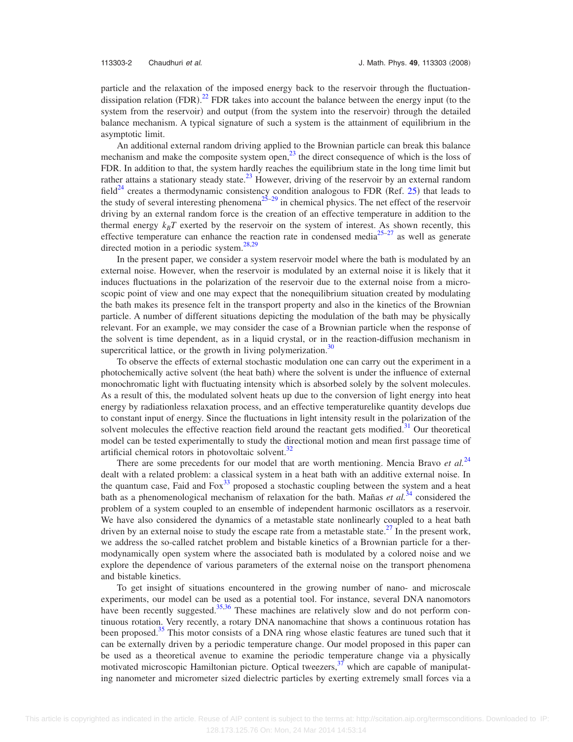particle and the relaxation of the imposed energy back to the reservoir through the fluctuation-dissipation relation (FDR).[22] FDR takes into account the balance between the energy input (to the system from the reservoir) and output (from the system into the reservoir) through the detailed balance mechanism. A typical signature of such a system is the attainment of equilibrium in the asymptotic limit.

An additional external random driving applied to the Brownian particle can break this balance mechanism and make the composite system open,[23] the direct consequence of which is the loss of FDR. In addition to that, the system hardly reaches the equilibrium state in the long time limit but rather attains a stationary steady state.[23] However, driving of the reservoir by an external random field[24] creates a thermodynamic consistency condition analogous to FDR (Ref. 25) that leads to the study of several interesting phenomena[25–29] in chemical physics. The net effect of the reservoir driving by an external random force is the creation of an effective temperature in addition to the thermal energy $k_BT$ exerted by the reservoir on the system of interest. As shown recently, this effective temperature can enhance the reaction rate in condensed media[25–27] as well as generate directed motion in a periodic system.[28,29]

In the present paper, we consider a system reservoir model where the bath is modulated by an external noise. However, when the reservoir is modulated by an external noise it is likely that it induces fluctuations in the polarization of the reservoir due to the external noise from a microscopic point of view and one may expect that the nonequilibrium situation created by modulating the bath makes its presence felt in the transport property and also in the kinetics of the Brownian particle. A number of different situations depicting the modulation of the bath may be physically relevant. For an example, we may consider the case of a Brownian particle when the response of the solvent is time dependent, as in a liquid crystal, or in the reaction-diffusion mechanism in supercritical lattice, or the growth in living polymerization.[30]

To observe the effects of external stochastic modulation one can carry out the experiment in a photochemically active solvent (the heat bath) where the solvent is under the influence of external monochromatic light with fluctuating intensity which is absorbed solely by the solvent molecules. As a result of this, the modulated solvent heats up due to the conversion of light energy into heat energy by radiationless relaxation process, and an effective temperaturelike quantity develops due to constant input of energy. Since the fluctuations in light intensity result in the polarization of the solvent molecules the effective reaction field around the reactant gets modified.[31] Our theoretical model can be tested experimentally to study the directional motion and mean first passage time of artificial chemical rotors in photovoltaic solvent.[32]

There are some precedents for our model that are worth mentioning. Mencia Bravo *et al.*[24] dealt with a related problem: a classical system in a heat bath with an additive external noise. In the quantum case, Faid and Fox[33] proposed a stochastic coupling between the system and a heat bath as a phenomenological mechanism of relaxation for the bath. Mañas *et al.*[34] considered the problem of a system coupled to an ensemble of independent harmonic oscillators as a reservoir. We have also considered the dynamics of a metastable state nonlinearly coupled to a heat bath driven by an external noise to study the escape rate from a metastable state.[27] In the present work, we address the so-called ratchet problem and bistable kinetics of a Brownian particle for a thermodynamically open system where the associated bath is modulated by a colored noise and we explore the dependence of various parameters of the external noise on the transport phenomena and bistable kinetics.

To get insight of situations encountered in the growing number of nano- and microscale experiments, our model can be used as a potential tool. For instance, several DNA nanomotors have been recently suggested.[35,36] These machines are relatively slow and do not perform continuous rotation. Very recently, a rotary DNA nanomachine that shows a continuous rotation has been proposed.[35] This motor consists of a DNA ring whose elastic features are tuned such that it can be externally driven by a periodic temperature change. Our model proposed in this paper can be used as a theoretical avenue to examine the periodic temperature change via a physically motivated microscopic Hamiltonian picture. Optical tweezers,[37] which are capable of manipulating nanometer and micrometer sized dielectric particles by exerting extremely small forces via a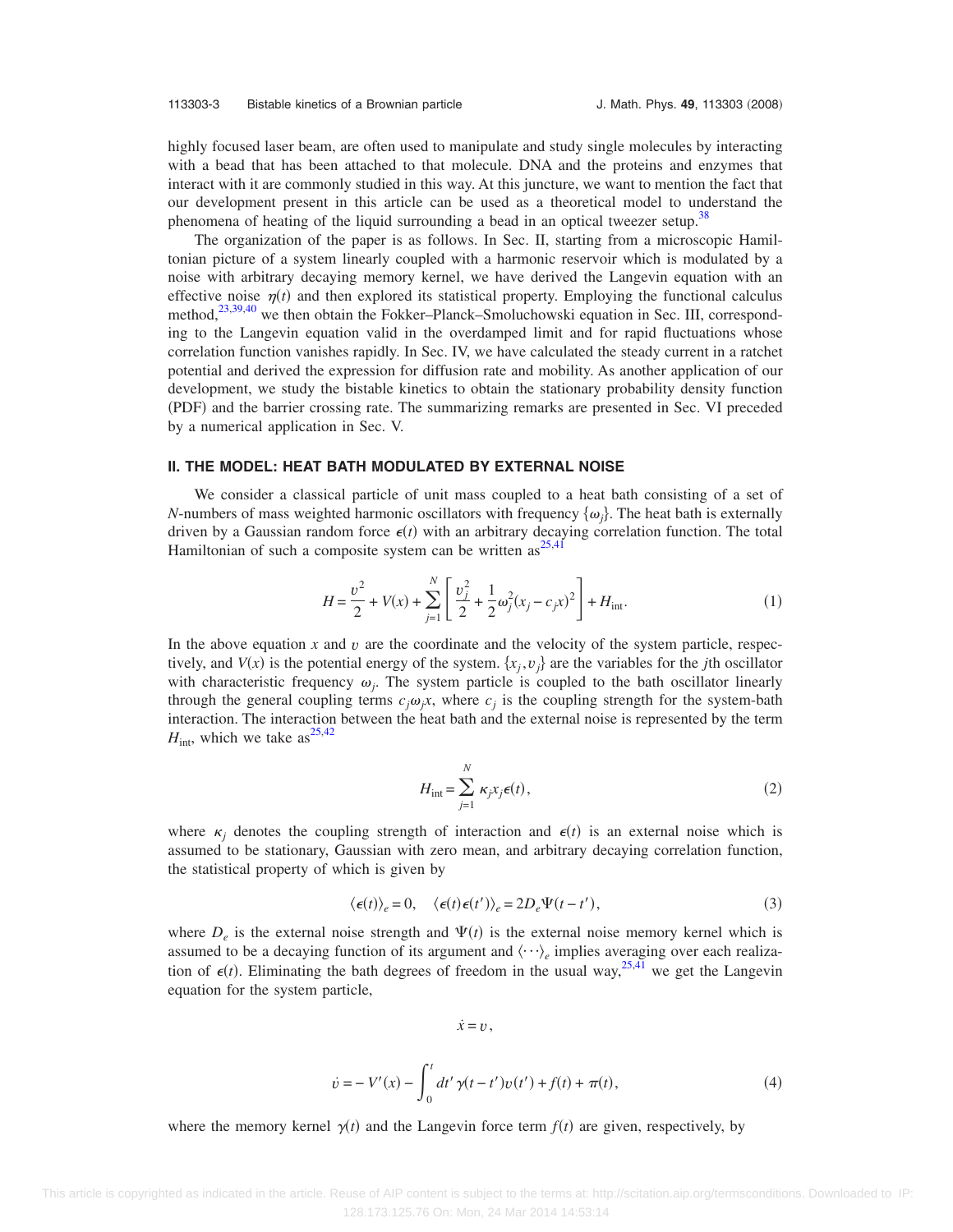highly focused laser beam, are often used to manipulate and study single molecules by interacting with a bead that has been attached to that molecule. DNA and the proteins and enzymes that interact with it are commonly studied in this way. At this juncture, we want to mention the fact that our development present in this article can be used as a theoretical model to understand the phenomena of heating of the liquid surrounding a bead in an optical tweezer setup.[38]

The organization of the paper is as follows. In Sec. II, starting from a microscopic Hamiltonian picture of a system linearly coupled with a harmonic reservoir which is modulated by a noise with arbitrary decaying memory kernel, we have derived the Langevin equation with an effective noise $\eta(t)$ and then explored its statistical property. Employing the functional calculus method,[23,39,40] we then obtain the Fokker–Planck–Smoluchowski equation in Sec. III, corresponding to the Langevin equation valid in the overdamped limit and for rapid fluctuations whose correlation function vanishes rapidly. In Sec. IV, we have calculated the steady current in a ratchet potential and derived the expression for diffusion rate and mobility. As another application of our development, we study the bistable kinetics to obtain the stationary probability density function (PDF) and the barrier crossing rate. The summarizing remarks are presented in Sec. VI preceded by a numerical application in Sec. V.

## II. THE MODEL: HEAT BATH MODULATED BY EXTERNAL NOISE

We consider a classical particle of unit mass coupled to a heat bath consisting of a set of $N$-numbers of mass weighted harmonic oscillators with frequency $\{\omega_j\}$. The heat bath is externally driven by a Gaussian random force $\epsilon(t)$ with an arbitrary decaying correlation function. The total Hamiltonian of such a composite system can be written as[25,41]

$$H = \frac{v^2}{2} + V(x) + \sum_{j=1}^{N} \left[ \frac{v_j^2}{2} + \frac{1}{2}\omega_j^2 (x_j - c_j x)^2 \right] + H_{\text{int}}. \tag{1}$$

In the above equation $x$ and $v$ are the coordinate and the velocity of the system particle, respectively, and $V(x)$ is the potential energy of the system. $\{x_j, v_j\}$ are the variables for the $j$th oscillator with characteristic frequency $\omega_j$. The system particle is coupled to the bath oscillator linearly through the general coupling terms $c_j \omega_j x$, where $c_j$ is the coupling strength for the system-bath interaction. The interaction between the heat bath and the external noise is represented by the term $H_{\text{int}}$, which we take as[25,42]

$$H_{\text{int}} = \sum_{j=1}^{N} \kappa_j x_j \epsilon(t), \tag{2}$$

where $\kappa_j$ denotes the coupling strength of interaction and $\epsilon(t)$ is an external noise which is assumed to be stationary, Gaussian with zero mean, and arbitrary decaying correlation function, the statistical property of which is given by

$$\langle \epsilon(t) \rangle_e = 0, \quad \langle \epsilon(t)\epsilon(t') \rangle_e = 2D_e \Psi(t - t'), \tag{3}$$

where $D_e$ is the external noise strength and $\Psi(t)$ is the external noise memory kernel which is assumed to be a decaying function of its argument and $\langle \cdots \rangle_e$ implies averaging over each realization of $\epsilon(t)$. Eliminating the bath degrees of freedom in the usual way,[25,41] we get the Langevin equation for the system particle,

$$\dot{x} = v,$$

$$\dot{v} = -V'(x) - \int_0^t dt' \, \gamma(t - t') v(t') + f(t) + \pi(t), \tag{4}$$

where the memory kernel $\gamma(t)$ and the Langevin force term $f(t)$ are given, respectively, by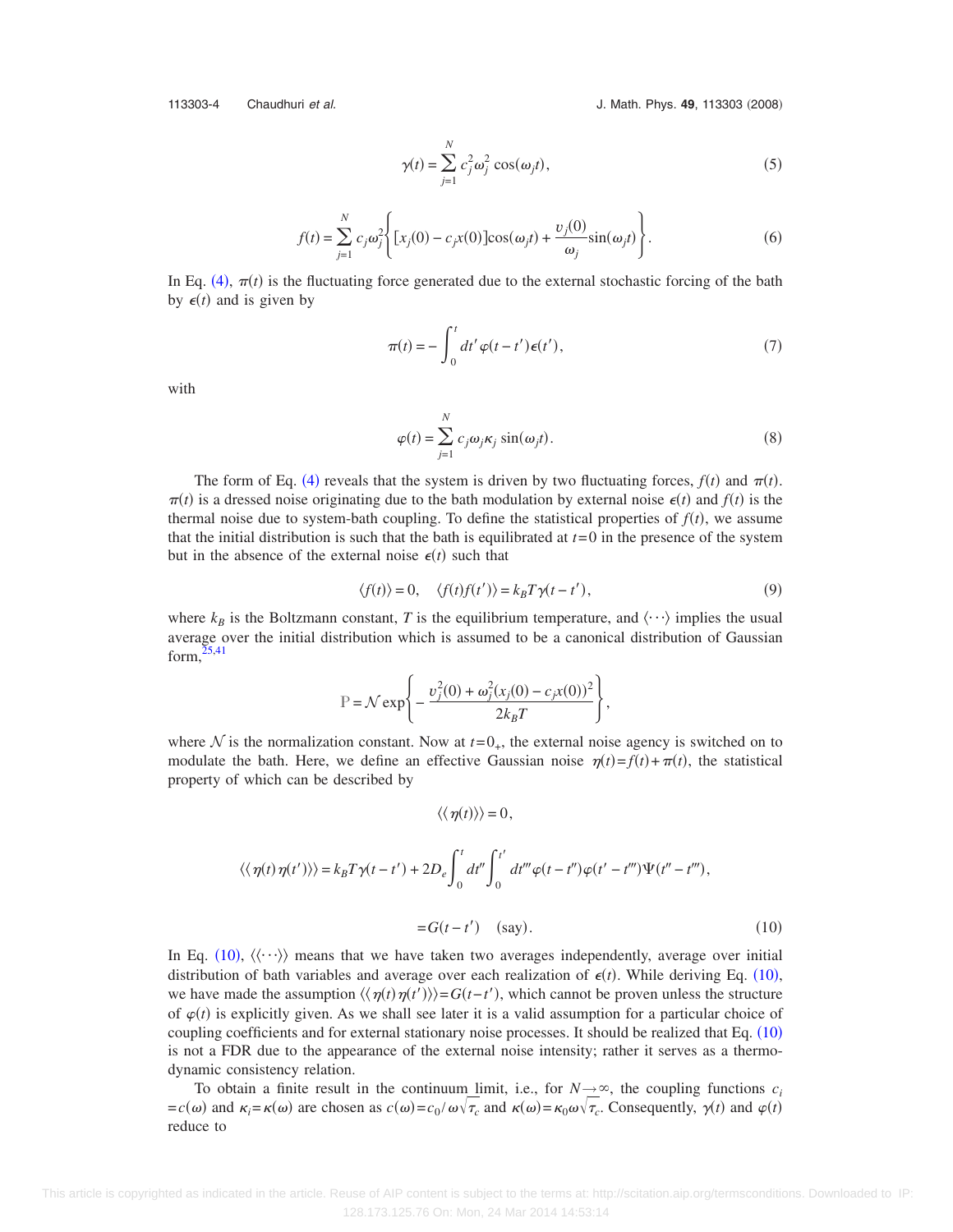$$\gamma(t) = \sum_{j=1}^{N} c_j^2 \omega_j^2 \cos(\omega_j t), \tag{5}$$

$$f(t) = \sum_{j=1}^{N} c_j \omega_j^2 \left\{ [x_j(0) - c_j x(0)] \cos(\omega_j t) + \frac{v_j(0)}{\omega_j} \sin(\omega_j t) \right\}. \tag{6}$$

In Eq. (4), $\pi(t)$ is the fluctuating force generated due to the external stochastic forcing of the bath by $\epsilon(t)$ and is given by

$$\pi(t) = -\int_0^t dt' \, \varphi(t-t') \epsilon(t'), \tag{7}$$

with

$$\varphi(t) = \sum_{j=1}^{N} c_j \omega_j \kappa_j \sin(\omega_j t). \tag{8}$$

The form of Eq. (4) reveals that the system is driven by two fluctuating forces, $f(t)$ and $\pi(t)$. $\pi(t)$ is a dressed noise originating due to the bath modulation by external noise $\epsilon(t)$ and $f(t)$ is the thermal noise due to system-bath coupling. To define the statistical properties of $f(t)$, we assume that the initial distribution is such that the bath is equilibrated at $t=0$ in the presence of the system but in the absence of the external noise $\epsilon(t)$ such that

$$\langle f(t) \rangle = 0, \quad \langle f(t) f(t') \rangle = k_B T \gamma(t-t'), \tag{9}$$

where $k_B$ is the Boltzmann constant, $T$ is the equilibrium temperature, and $\langle \cdots \rangle$ implies the usual average over the initial distribution which is assumed to be a canonical distribution of Gaussian form,[25,41]

$$\mathrm{P} = \mathcal{N} \exp\left\{ -\frac{v_j^2(0) + \omega_j^2 (x_j(0) - c_j x(0))^2}{2 k_B T} \right\},$$

where $\mathcal{N}$ is the normalization constant. Now at $t=0_+$, the external noise agency is switched on to modulate the bath. Here, we define an effective Gaussian noise $\eta(t) = f(t) + \pi(t)$, the statistical property of which can be described by

$$\langle\langle \eta(t) \rangle\rangle = 0,$$

$$\langle\langle \eta(t) \eta(t') \rangle\rangle = k_B T \gamma(t-t') + 2 D_e \int_0^t dt'' \int_0^{t'} dt''' \varphi(t-t'') \varphi(t'-t''') \Psi(t''-t'''),$$

$$= G(t-t') \quad \text{(say)}. \tag{10}$$

In Eq. (10), $\langle\langle \cdots \rangle\rangle$ means that we have taken two averages independently, average over initial distribution of bath variables and average over each realization of $\epsilon(t)$. While deriving Eq. (10), we have made the assumption $\langle\langle \eta(t) \eta(t') \rangle\rangle = G(t-t')$, which cannot be proven unless the structure of $\varphi(t)$ is explicitly given. As we shall see later it is a valid assumption for a particular choice of coupling coefficients and for external stationary noise processes. It should be realized that Eq. (10) is not a FDR due to the appearance of the external noise intensity; rather it serves as a thermodynamic consistency relation.

To obtain a finite result in the continuum limit, i.e., for $N \to \infty$, the coupling functions $c_i = c(\omega)$ and $\kappa_i = \kappa(\omega)$ are chosen as $c(\omega) = c_0 / \omega \sqrt{\tau_c}$ and $\kappa(\omega) = \kappa_0 \omega \sqrt{\tau_c}$. Consequently, $\gamma(t)$ and $\varphi(t)$ reduce to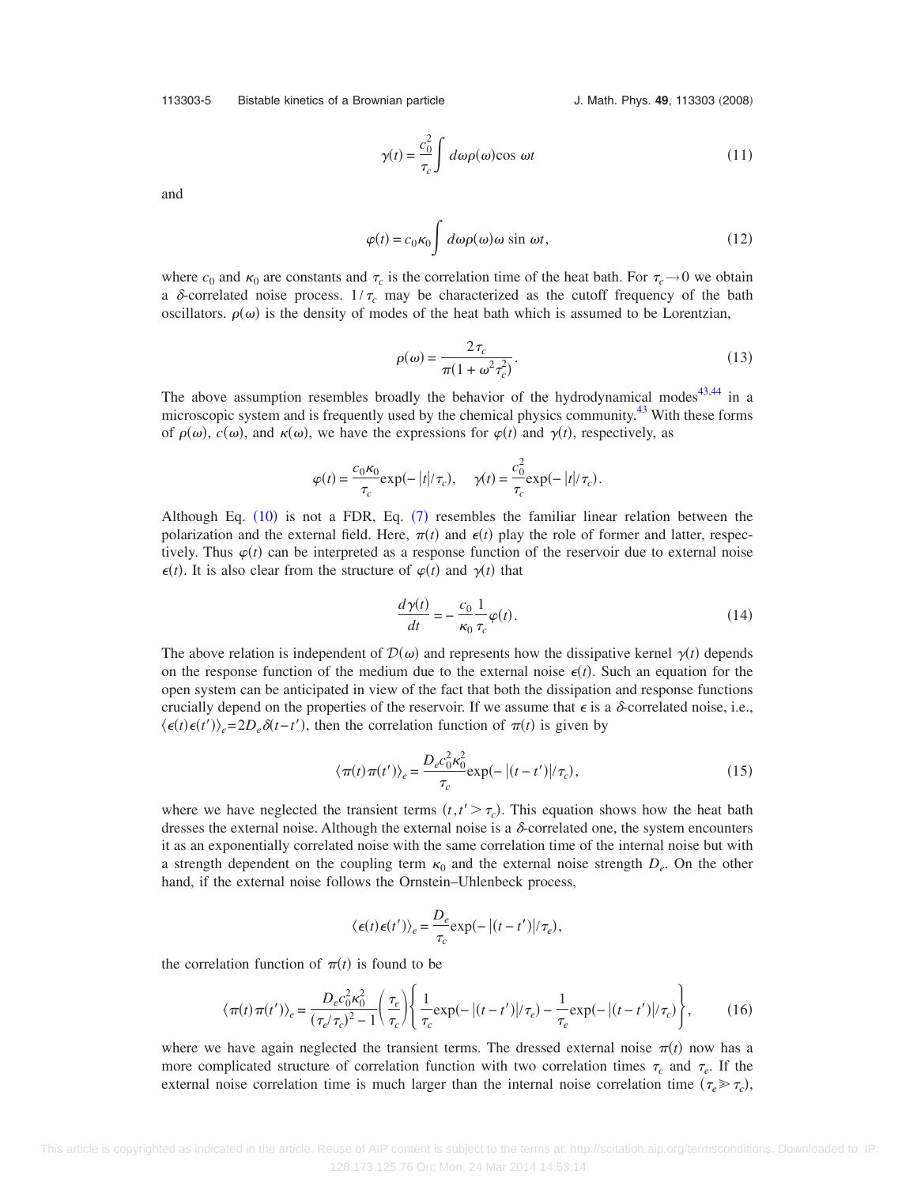$$\gamma(t) = \frac{c_0^2}{\tau_c} \int d\omega \rho(\omega) \cos \omega t \tag{11}$$

and

$$\varphi(t) = c_0 \kappa_0 \int d\omega \rho(\omega) \omega \sin \omega t, \tag{12}$$

where $c_0$ and $\kappa_0$ are constants and $\tau_c$ is the correlation time of the heat bath. For $\tau_c \to 0$ we obtain a $\delta$-correlated noise process. $1/\tau_c$ may be characterized as the cutoff frequency of the bath oscillators. $\rho(\omega)$ is the density of modes of the heat bath which is assumed to be Lorentzian,

$$\rho(\omega) = \frac{2\tau_c}{\pi(1 + \omega^2 \tau_c^2)}. \tag{13}$$

The above assumption resembles broadly the behavior of the hydrodynamical modes[43,44] in a microscopic system and is frequently used by the chemical physics community.[43] With these forms of $\rho(\omega)$, $c(\omega)$, and $\kappa(\omega)$, we have the expressions for $\varphi(t)$ and $\gamma(t)$, respectively, as

$$\varphi(t) = \frac{c_0 \kappa_0}{\tau_c} \exp(-|t|/\tau_c), \quad \gamma(t) = \frac{c_0^2}{\tau_c} \exp(-|t|/\tau_c).$$

Although Eq. (10) is not a FDR, Eq. (7) resembles the familiar linear relation between the polarization and the external field. Here, $\pi(t)$ and $\epsilon(t)$ play the role of former and latter, respectively. Thus $\varphi(t)$ can be interpreted as a response function of the reservoir due to external noise $\epsilon(t)$. It is also clear from the structure of $\varphi(t)$ and $\gamma(t)$ that

$$\frac{d\gamma(t)}{dt} = -\frac{c_0}{\kappa_0} \frac{1}{\tau_c} \varphi(t). \tag{14}$$

The above relation is independent of $\mathcal{D}(\omega)$ and represents how the dissipative kernel $\gamma(t)$ depends on the response function of the medium due to the external noise $\epsilon(t)$. Such an equation for the open system can be anticipated in view of the fact that both the dissipation and response functions crucially depend on the properties of the reservoir. If we assume that $\epsilon$ is a $\delta$-correlated noise, i.e., $\langle \epsilon(t)\epsilon(t')\rangle_e = 2D_e \delta(t-t')$, then the correlation function of $\pi(t)$ is given by

$$\langle \pi(t)\pi(t')\rangle_e = \frac{D_e c_0^2 \kappa_0^2}{\tau_c} \exp(-|(t-t')|/\tau_c), \tag{15}$$

where we have neglected the transient terms $(t, t' > \tau_c)$. This equation shows how the heat bath dresses the external noise. Although the external noise is a $\delta$-correlated one, the system encounters it as an exponentially correlated noise with the same correlation time of the internal noise but with a strength dependent on the coupling term $\kappa_0$ and the external noise strength $D_e$. On the other hand, if the external noise follows the Ornstein–Uhlenbeck process,

$$\langle \epsilon(t)\epsilon(t')\rangle_e = \frac{D_e}{\tau_c} \exp(-|(t-t')|/\tau_e),$$

the correlation function of $\pi(t)$ is found to be

$$\langle \pi(t)\pi(t')\rangle_e = \frac{D_e c_0^2 \kappa_0^2}{(\tau_e/\tau_c)^2 - 1} \left(\frac{\tau_e}{\tau_c}\right) \left\{ \frac{1}{\tau_c} \exp(-|(t-t')|/\tau_e) - \frac{1}{\tau_e} \exp(-|(t-t')|/\tau_c) \right\}, \tag{16}$$

where we have again neglected the transient terms. The dressed external noise $\pi(t)$ now has a more complicated structure of correlation function with two correlation times $\tau_c$ and $\tau_e$. If the external noise correlation time is much larger than the internal noise correlation time $(\tau_e \gg \tau_c)$,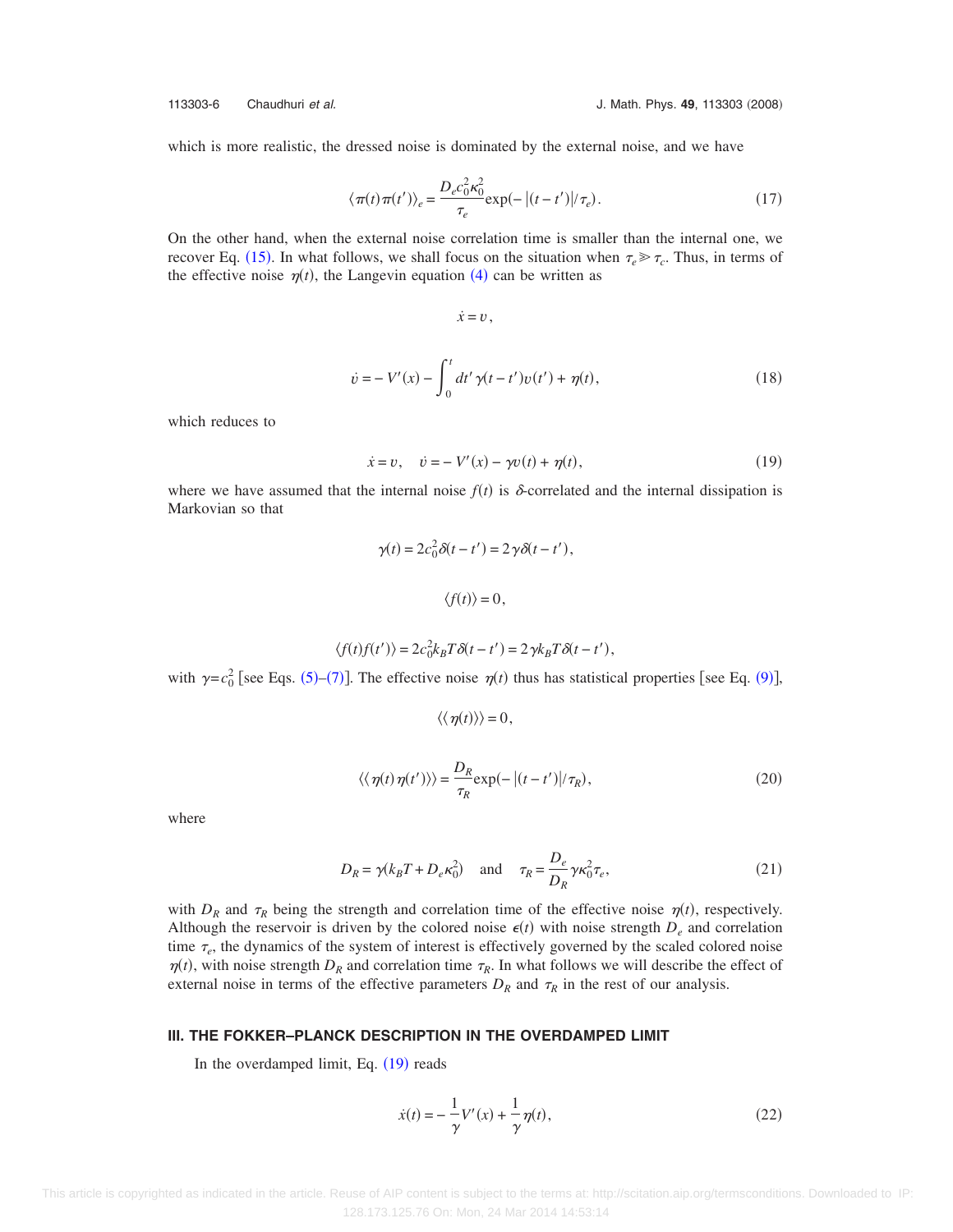which is more realistic, the dressed noise is dominated by the external noise, and we have

$$\langle \pi(t)\pi(t')\rangle_e = \frac{D_e c_0^2 \kappa_0^2}{\tau_e}\exp(-|(t-t')|/\tau_e). \tag{17}$$

On the other hand, when the external noise correlation time is smaller than the internal one, we recover Eq. (15). In what follows, we shall focus on the situation when $\tau_e \gg \tau_c$. Thus, in terms of the effective noise $\eta(t)$, the Langevin equation (4) can be written as

$$\dot{x} = v,$$

$$\dot{v} = -V'(x) - \int_0^t dt' \gamma(t-t')v(t') + \eta(t), \tag{18}$$

which reduces to

$$\dot{x} = v, \quad \dot{v} = -V'(x) - \gamma v(t) + \eta(t), \tag{19}$$

where we have assumed that the internal noise $f(t)$ is $\delta$-correlated and the internal dissipation is Markovian so that

$$\gamma(t) = 2c_0^2\delta(t-t') = 2\gamma\delta(t-t'),$$

$$\langle f(t)\rangle = 0,$$

$$\langle f(t)f(t')\rangle = 2c_0^2 k_B T\delta(t-t') = 2\gamma k_B T\delta(t-t'),$$

with $\gamma = c_0^2$ [see Eqs. (5)–(7)]. The effective noise $\eta(t)$ thus has statistical properties [see Eq. (9)],

$$\langle\langle \eta(t)\rangle\rangle = 0,$$

$$\langle\langle \eta(t)\eta(t')\rangle\rangle = \frac{D_R}{\tau_R}\exp(-|(t-t')|/\tau_R), \tag{20}$$

where

$$D_R = \gamma(k_B T + D_e\kappa_0^2) \quad \text{and} \quad \tau_R = \frac{D_e}{D_R}\gamma\kappa_0^2\tau_e, \tag{21}$$

with $D_R$ and $\tau_R$ being the strength and correlation time of the effective noise $\eta(t)$, respectively. Although the reservoir is driven by the colored noise $\epsilon(t)$ with noise strength $D_e$ and correlation time $\tau_e$, the dynamics of the system of interest is effectively governed by the scaled colored noise $\eta(t)$, with noise strength $D_R$ and correlation time $\tau_R$. In what follows we will describe the effect of external noise in terms of the effective parameters $D_R$ and $\tau_R$ in the rest of our analysis.

## III. THE FOKKER–PLANCK DESCRIPTION IN THE OVERDAMPED LIMIT

In the overdamped limit, Eq. (19) reads

$$\dot{x}(t) = -\frac{1}{\gamma}V'(x) + \frac{1}{\gamma}\eta(t), \tag{22}$$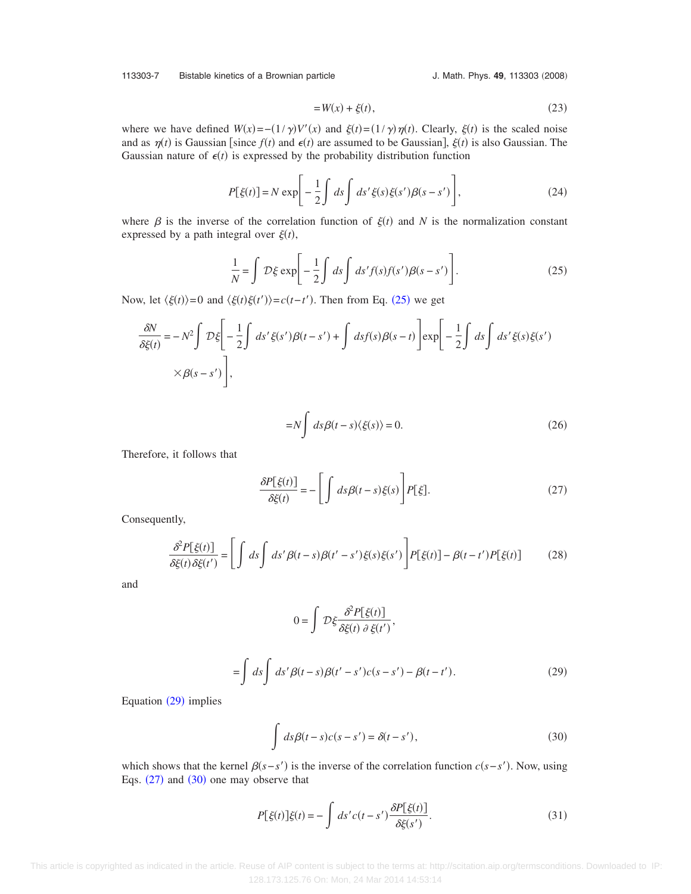$$= W(x) + \xi(t), \tag{23}$$

where we have defined $W(x) = -(1/\gamma)V'(x)$ and $\xi(t) = (1/\gamma)\eta(t)$. Clearly, $\xi(t)$ is the scaled noise and as $\eta(t)$ is Gaussian [since $f(t)$ and $\epsilon(t)$ are assumed to be Gaussian], $\xi(t)$ is also Gaussian. The Gaussian nature of $\epsilon(t)$ is expressed by the probability distribution function

$$P[\xi(t)] = N \exp\left[-\frac{1}{2}\int ds \int ds' \xi(s)\xi(s')\beta(s-s')\right], \tag{24}$$

where $\beta$ is the inverse of the correlation function of $\xi(t)$ and $N$ is the normalization constant expressed by a path integral over $\xi(t)$,

$$\frac{1}{N} = \int \mathcal{D}\xi \exp\left[-\frac{1}{2}\int ds \int ds' f(s)f(s')\beta(s-s')\right]. \tag{25}$$

Now, let $\langle \xi(t) \rangle = 0$ and $\langle \xi(t)\xi(t') \rangle = c(t-t')$. Then from Eq. (25) we get

$$\frac{\delta N}{\delta \xi(t)} = -N^2 \int \mathcal{D}\xi\left[-\frac{1}{2}\int ds' \xi(s')\beta(t-s') + \int ds f(s)\beta(s-t)\right]\exp\left[-\frac{1}{2}\int ds \int ds' \xi(s)\xi(s') \times \beta(s-s')\right],$$

$$= N\int ds \beta(t-s)\langle \xi(s) \rangle = 0. \tag{26}$$

Therefore, it follows that

$$\frac{\delta P[\xi(t)]}{\delta \xi(t)} = -\left[\int ds \beta(t-s)\xi(s)\right] P[\xi]. \tag{27}$$

Consequently,

$$\frac{\delta^2 P[\xi(t)]}{\delta \xi(t)\delta \xi(t')} = \left[\int ds \int ds' \beta(t-s)\beta(t'-s')\xi(s)\xi(s')\right] P[\xi(t)] - \beta(t-t')P[\xi(t)] \tag{28}$$

and

$$0 = \int \mathcal{D}\xi \frac{\delta^2 P[\xi(t)]}{\delta \xi(t)\,\partial\, \xi(t')},$$

$$= \int ds \int ds' \beta(t-s)\beta(t'-s')c(s-s') - \beta(t-t'). \tag{29}$$

Equation (29) implies

$$\int ds \beta(t-s)c(s-s') = \delta(t-s'), \tag{30}$$

which shows that the kernel $\beta(s-s')$ is the inverse of the correlation function $c(s-s')$. Now, using Eqs. (27) and (30) one may observe that

$$P[\xi(t)]\xi(t) = -\int ds' c(t-s')\frac{\delta P[\xi(t)]}{\delta \xi(s')}. \tag{31}$$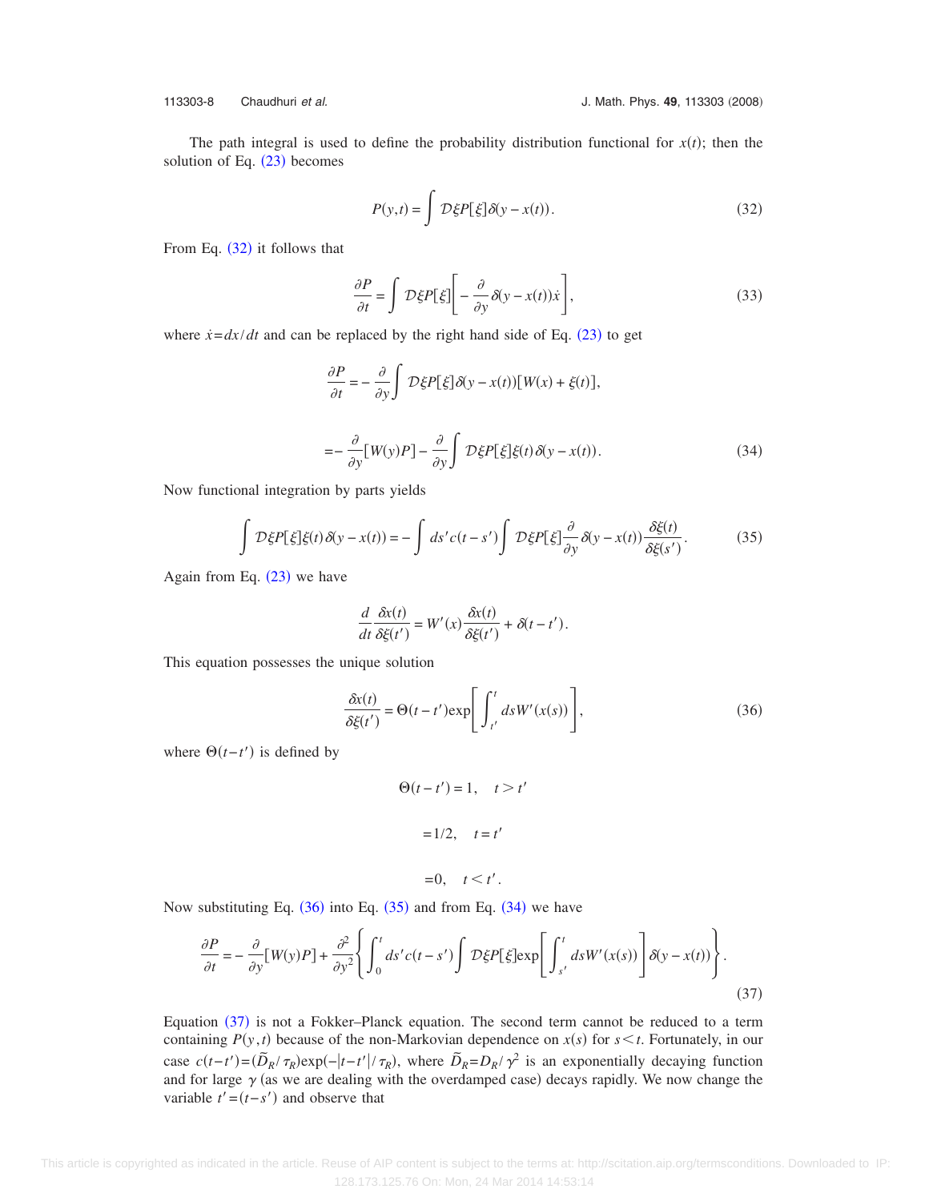The path integral is used to define the probability distribution functional for $x(t)$; then the solution of Eq. (23) becomes

$$P(y,t) = \int \mathcal{D}\xi P[\xi]\delta(y - x(t)). \tag{32}$$

From Eq. (32) it follows that

$$\frac{\partial P}{\partial t} = \int \mathcal{D}\xi P[\xi]\left[-\frac{\partial}{\partial y}\delta(y - x(t))\dot{x}\right], \tag{33}$$

where $\dot{x} = dx/dt$ and can be replaced by the right hand side of Eq. (23) to get

$$\frac{\partial P}{\partial t} = -\frac{\partial}{\partial y}\int \mathcal{D}\xi P[\xi]\delta(y - x(t))[W(x) + \xi(t)],$$

$$= -\frac{\partial}{\partial y}[W(y)P] - \frac{\partial}{\partial y}\int \mathcal{D}\xi P[\xi]\xi(t)\delta(y - x(t)). \tag{34}$$

Now functional integration by parts yields

$$\int \mathcal{D}\xi P[\xi]\xi(t)\delta(y - x(t)) = -\int ds' c(t - s')\int \mathcal{D}\xi P[\xi]\frac{\partial}{\partial y}\delta(y - x(t))\frac{\delta\xi(t)}{\delta\xi(s')}. \tag{35}$$

Again from Eq. (23) we have

$$\frac{d}{dt}\frac{\delta x(t)}{\delta\xi(t')} = W'(x)\frac{\delta x(t)}{\delta\xi(t')} + \delta(t - t').$$

This equation possesses the unique solution

$$\frac{\delta x(t)}{\delta\xi(t')} = \Theta(t - t')\exp\left[\int_{t'}^{t} ds W'(x(s))\right], \tag{36}$$

where $\Theta(t-t')$ is defined by

$$\Theta(t - t') = 1, \quad t > t'$$

$$= 1/2, \quad t = t'$$

$$= 0, \quad t < t'.$$

Now substituting Eq. (36) into Eq. (35) and from Eq. (34) we have

$$\frac{\partial P}{\partial t} = -\frac{\partial}{\partial y}[W(y)P] + \frac{\partial^2}{\partial y^2}\left\{\int_0^t ds' c(t - s')\int \mathcal{D}\xi P[\xi]\exp\left[\int_{s'}^{t} ds W'(x(s))\right]\delta(y - x(t))\right\}. \tag{37}$$

Equation (37) is not a Fokker–Planck equation. The second term cannot be reduced to a term containing $P(y,t)$ because of the non-Markovian dependence on $x(s)$ for $s < t$. Fortunately, in our case $c(t-t') = (\tilde{D}_R/\tau_R)\exp(-|t-t'|/\tau_R)$, where $\tilde{D}_R = D_R/\gamma^2$ is an exponentially decaying function and for large $\gamma$ (as we are dealing with the overdamped case) decays rapidly. We now change the variable $t' = (t - s')$ and observe that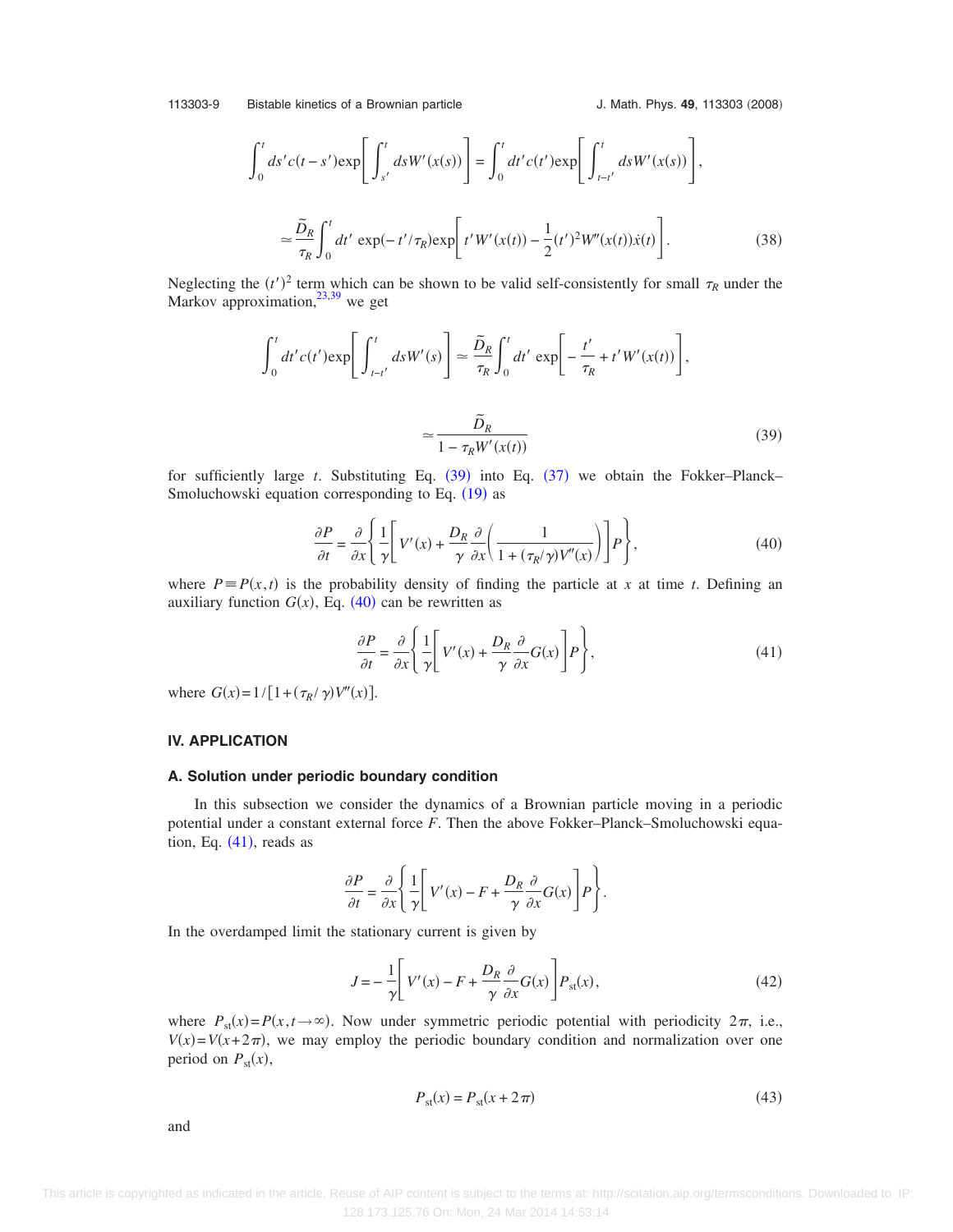$$\int_0^t ds' c(t-s') \exp\left[\int_{s'}^t ds W'(x(s))\right] = \int_0^t dt' c(t') \exp\left[\int_{t-t'}^t ds W'(x(s))\right],$$

$$\simeq \frac{\tilde{D}_R}{\tau_R} \int_0^t dt' \exp(-t'/\tau_R) \exp\left[t' W'(x(t)) - \frac{1}{2}(t')^2 W''(x(t)) \dot{x}(t)\right]. \tag{38}$$

Neglecting the $(t')^2$ term which can be shown to be valid self-consistently for small $\tau_R$ under the Markov approximation,[23,39] we get

$$\int_0^t dt' c(t') \exp\left[\int_{t-t'}^t ds W'(s)\right] \simeq \frac{\tilde{D}_R}{\tau_R} \int_0^t dt' \exp\left[-\frac{t'}{\tau_R} + t' W'(x(t))\right],$$

$$\simeq \frac{\tilde{D}_R}{1 - \tau_R W'(x(t))} \tag{39}$$

for sufficiently large $t$. Substituting Eq. (39) into Eq. (37) we obtain the Fokker–Planck–Smoluchowski equation corresponding to Eq. (19) as

$$\frac{\partial P}{\partial t} = \frac{\partial}{\partial x}\left\{\frac{1}{\gamma}\left[V'(x) + \frac{D_R}{\gamma}\frac{\partial}{\partial x}\left(\frac{1}{1 + (\tau_R/\gamma)V''(x)}\right)\right] P\right\}, \tag{40}$$

where $P \equiv P(x,t)$ is the probability density of finding the particle at $x$ at time $t$. Defining an auxiliary function $G(x)$, Eq. (40) can be rewritten as

$$\frac{\partial P}{\partial t} = \frac{\partial}{\partial x}\left\{\frac{1}{\gamma}\left[V'(x) + \frac{D_R}{\gamma}\frac{\partial}{\partial x} G(x)\right] P\right\}, \tag{41}$$

where $G(x) = 1/[1 + (\tau_R/\gamma)V''(x)]$.

## IV. APPLICATION

### A. Solution under periodic boundary condition

In this subsection we consider the dynamics of a Brownian particle moving in a periodic potential under a constant external force $F$. Then the above Fokker–Planck–Smoluchowski equation, Eq. (41), reads as

$$\frac{\partial P}{\partial t} = \frac{\partial}{\partial x}\left\{\frac{1}{\gamma}\left[V'(x) - F + \frac{D_R}{\gamma}\frac{\partial}{\partial x} G(x)\right] P\right\}.$$

In the overdamped limit the stationary current is given by

$$J = -\frac{1}{\gamma}\left[V'(x) - F + \frac{D_R}{\gamma}\frac{\partial}{\partial x} G(x)\right] P_{\rm st}(x), \tag{42}$$

where $P_{\rm st}(x) = P(x, t \to \infty)$. Now under symmetric periodic potential with periodicity $2\pi$, i.e., $V(x) = V(x + 2\pi)$, we may employ the periodic boundary condition and normalization over one period on $P_{\rm st}(x)$,

$$P_{\rm st}(x) = P_{\rm st}(x + 2\pi) \tag{43}$$

and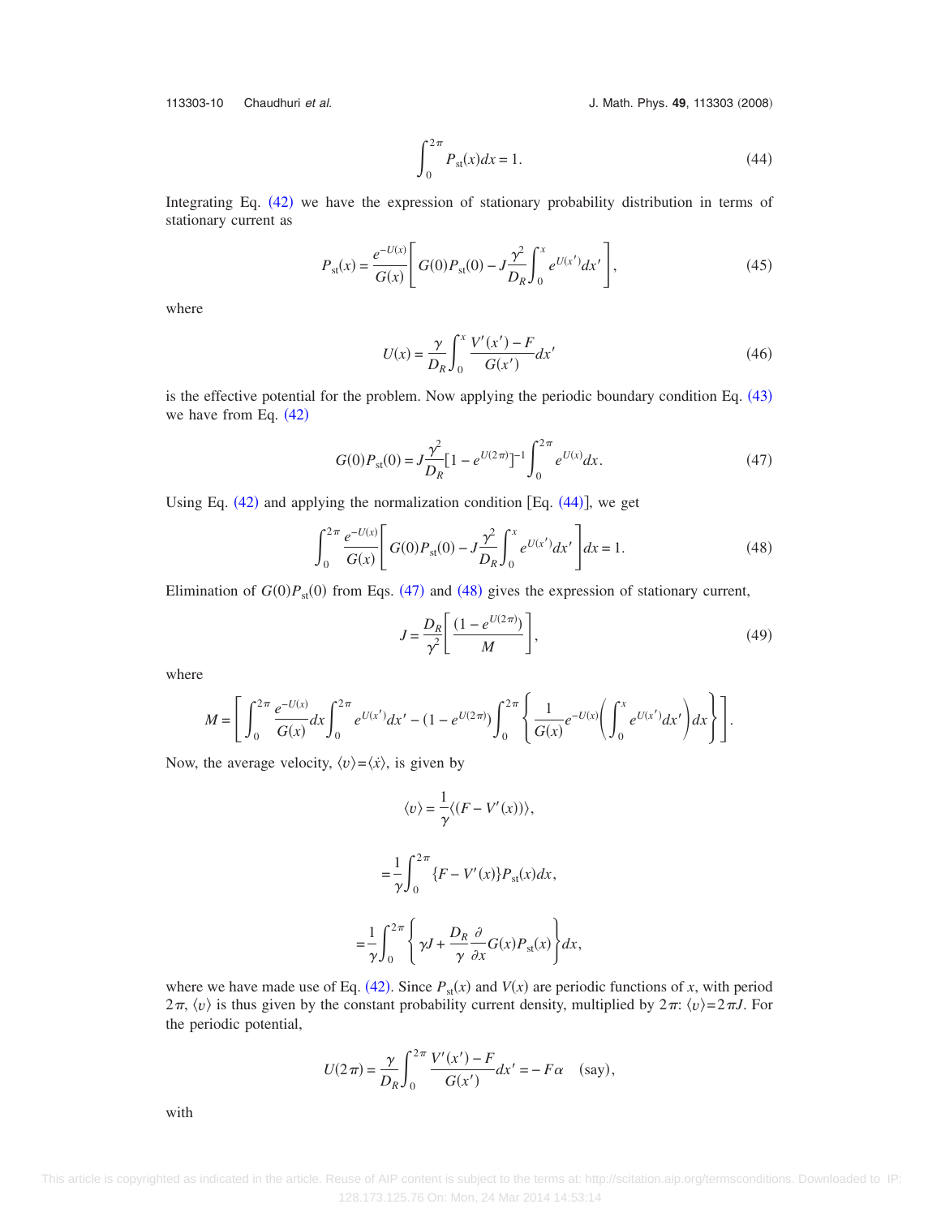$$\int_0^{2\pi} P_{\rm st}(x)dx = 1. \tag{44}$$

Integrating Eq. (42) we have the expression of stationary probability distribution in terms of stationary current as

$$P_{\rm st}(x) = \frac{e^{-U(x)}}{G(x)}\left[G(0)P_{\rm st}(0) - J\frac{\gamma^2}{D_R}\int_0^x e^{U(x')}dx'\right], \tag{45}$$

where

$$U(x) = \frac{\gamma}{D_R}\int_0^x \frac{V'(x') - F}{G(x')}dx' \tag{46}$$

is the effective potential for the problem. Now applying the periodic boundary condition Eq. (43) we have from Eq. (42)

$$G(0)P_{\rm st}(0) = J\frac{\gamma^2}{D_R}[1 - e^{U(2\pi)}]^{-1}\int_0^{2\pi} e^{U(x)}dx. \tag{47}$$

Using Eq. (42) and applying the normalization condition [Eq. (44)], we get

$$\int_0^{2\pi} \frac{e^{-U(x)}}{G(x)}\left[G(0)P_{\rm st}(0) - J\frac{\gamma^2}{D_R}\int_0^x e^{U(x')}dx'\right]dx = 1. \tag{48}$$

Elimination of $G(0)P_{\rm st}(0)$ from Eqs. (47) and (48) gives the expression of stationary current,

$$J = \frac{D_R}{\gamma^2}\left[\frac{(1 - e^{U(2\pi)})}{M}\right], \tag{49}$$

where

$$M = \left[\int_0^{2\pi} \frac{e^{-U(x)}}{G(x)}dx \int_0^{2\pi} e^{U(x')}dx' - (1 - e^{U(2\pi)})\int_0^{2\pi}\left\{\frac{1}{G(x)}e^{-U(x)}\left(\int_0^x e^{U(x')}dx'\right)dx\right\}\right].$$

Now, the average velocity, $\langle v\rangle = \langle \dot{x}\rangle$, is given by

$$\langle v\rangle = \frac{1}{\gamma}\langle (F - V'(x))\rangle,$$

$$= \frac{1}{\gamma}\int_0^{2\pi}\{F - V'(x)\}P_{\rm st}(x)dx,$$

$$= \frac{1}{\gamma}\int_0^{2\pi}\left\{\gamma J + \frac{D_R}{\gamma}\frac{\partial}{\partial x}G(x)P_{\rm st}(x)\right\}dx,$$

where we have made use of Eq. (42). Since $P_{\rm st}(x)$ and $V(x)$ are periodic functions of $x$, with period $2\pi$, $\langle v\rangle$ is thus given by the constant probability current density, multiplied by $2\pi$: $\langle v\rangle = 2\pi J$. For the periodic potential,

$$U(2\pi) = \frac{\gamma}{D_R}\int_0^{2\pi}\frac{V'(x') - F}{G(x')}dx' = -F\alpha \quad \text{(say)},$$

with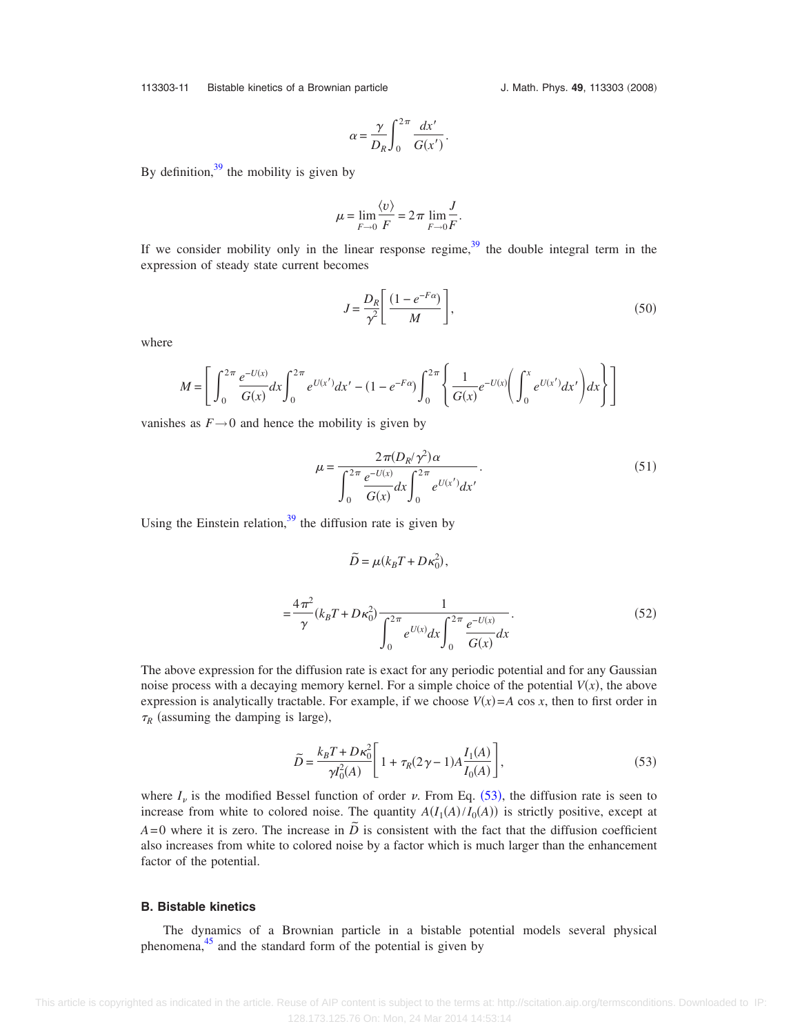$$\alpha = \frac{\gamma}{D_R}\int_0^{2\pi} \frac{dx'}{G(x')}.$$

By definition,[39] the mobility is given by

$$\mu = \lim_{F\to 0}\frac{\langle v\rangle}{F} = 2\pi \lim_{F\to 0}\frac{J}{F}.$$

If we consider mobility only in the linear response regime,[39] the double integral term in the expression of steady state current becomes

$$J = \frac{D_R}{\gamma^2}\left[\frac{(1-e^{-F\alpha})}{M}\right], \tag{50}$$

where

$$M = \left[\int_0^{2\pi}\frac{e^{-U(x)}}{G(x)}dx\int_0^{2\pi}e^{U(x')}dx' - (1-e^{-F\alpha})\int_0^{2\pi}\left\{\frac{1}{G(x)}e^{-U(x)}\left(\int_0^{x}e^{U(x')}dx'\right)dx\right\}\right]$$

vanishes as $F\to 0$ and hence the mobility is given by

$$\mu = \frac{2\pi(D_R/\gamma^2)\alpha}{\displaystyle\int_0^{2\pi}\frac{e^{-U(x)}}{G(x)}dx\int_0^{2\pi}e^{U(x')}dx'}. \tag{51}$$

Using the Einstein relation,[39] the diffusion rate is given by

$$\tilde{D} = \mu(k_BT + D\kappa_0^2),$$

$$= \frac{4\pi^2}{\gamma}(k_BT + D\kappa_0^2)\frac{1}{\displaystyle\int_0^{2\pi}e^{U(x)}dx\int_0^{2\pi}\frac{e^{-U(x)}}{G(x)}dx}. \tag{52}$$

The above expression for the diffusion rate is exact for any periodic potential and for any Gaussian noise process with a decaying memory kernel. For a simple choice of the potential $V(x)$, the above expression is analytically tractable. For example, if we choose $V(x)=A\cos x$, then to first order in $\tau_R$ (assuming the damping is large),

$$\tilde{D} = \frac{k_BT + D\kappa_0^2}{\gamma I_0^2(A)}\left[1 + \tau_R(2\gamma - 1)A\frac{I_1(A)}{I_0(A)}\right], \tag{53}$$

where $I_\nu$ is the modified Bessel function of order $\nu$. From Eq. (53), the diffusion rate is seen to increase from white to colored noise. The quantity $A(I_1(A)/I_0(A))$ is strictly positive, except at $A=0$ where it is zero. The increase in $\tilde{D}$ is consistent with the fact that the diffusion coefficient also increases from white to colored noise by a factor which is much larger than the enhancement factor of the potential.

### B. Bistable kinetics

The dynamics of a Brownian particle in a bistable potential models several physical phenomena,[45] and the standard form of the potential is given by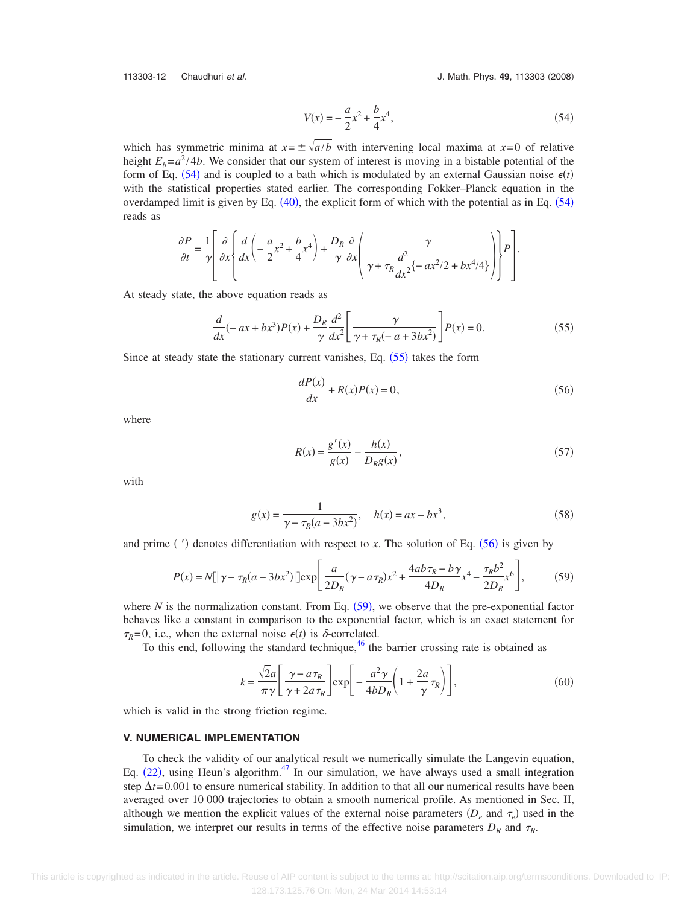$$V(x) = -\frac{a}{2}x^2 + \frac{b}{4}x^4, \tag{54}$$

which has symmetric minima at $x = \pm\sqrt{a/b}$ with intervening local maxima at $x=0$ of relative height $E_b = a^2/4b$. We consider that our system of interest is moving in a bistable potential of the form of Eq. (54) and is coupled to a bath which is modulated by an external Gaussian noise $\epsilon(t)$ with the statistical properties stated earlier. The corresponding Fokker–Planck equation in the overdamped limit is given by Eq. (40), the explicit form of which with the potential as in Eq. (54) reads as

$$\frac{\partial P}{\partial t} = \frac{1}{\gamma}\left[\frac{\partial}{\partial x}\left\{\frac{d}{dx}\left(-\frac{a}{2}x^2 + \frac{b}{4}x^4\right) + \frac{D_R}{\gamma}\frac{\partial}{\partial x}\left(\frac{\gamma}{\gamma + \tau_R \dfrac{d^2}{dx^2}\{-ax^2/2 + bx^4/4\}}\right)\right\}P\right].$$

At steady state, the above equation reads as

$$\frac{d}{dx}(-ax + bx^3)P(x) + \frac{D_R}{\gamma}\frac{d^2}{dx^2}\left[\frac{\gamma}{\gamma + \tau_R(-a + 3bx^2)}\right]P(x) = 0. \tag{55}$$

Since at steady state the stationary current vanishes, Eq. (55) takes the form

$$\frac{dP(x)}{dx} + R(x)P(x) = 0, \tag{56}$$

where

$$R(x) = \frac{g'(x)}{g(x)} - \frac{h(x)}{D_R g(x)}, \tag{57}$$

with

$$g(x) = \frac{1}{\gamma - \tau_R(a - 3bx^2)}, \quad h(x) = ax - bx^3, \tag{58}$$

and prime ( $'$ ) denotes differentiation with respect to $x$. The solution of Eq. (56) is given by

$$P(x) = N[|\gamma - \tau_R(a - 3bx^2)|]\exp\left[\frac{a}{2D_R}(\gamma - a\tau_R)x^2 + \frac{4ab\tau_R - b\gamma}{4D_R}x^4 - \frac{\tau_R b^2}{2D_R}x^6\right], \tag{59}$$

where $N$ is the normalization constant. From Eq. (59), we observe that the pre-exponential factor behaves like a constant in comparison to the exponential factor, which is an exact statement for $\tau_R = 0$, i.e., when the external noise $\epsilon(t)$ is $\delta$-correlated.

To this end, following the standard technique,[46] the barrier crossing rate is obtained as

$$k = \frac{\sqrt{2}a}{\pi\gamma}\left[\frac{\gamma - a\tau_R}{\gamma + 2a\tau_R}\right]\exp\left[-\frac{a^2\gamma}{4bD_R}\left(1 + \frac{2a}{\gamma}\tau_R\right)\right], \tag{60}$$

which is valid in the strong friction regime.

## V. NUMERICAL IMPLEMENTATION

To check the validity of our analytical result we numerically simulate the Langevin equation, Eq. (22), using Heun's algorithm.[47] In our simulation, we have always used a small integration step $\Delta t = 0.001$ to ensure numerical stability. In addition to that all our numerical results have been averaged over 10 000 trajectories to obtain a smooth numerical profile. As mentioned in Sec. II, although we mention the explicit values of the external noise parameters ($D_e$ and $\tau_e$) used in the simulation, we interpret our results in terms of the effective noise parameters $D_R$ and $\tau_R$.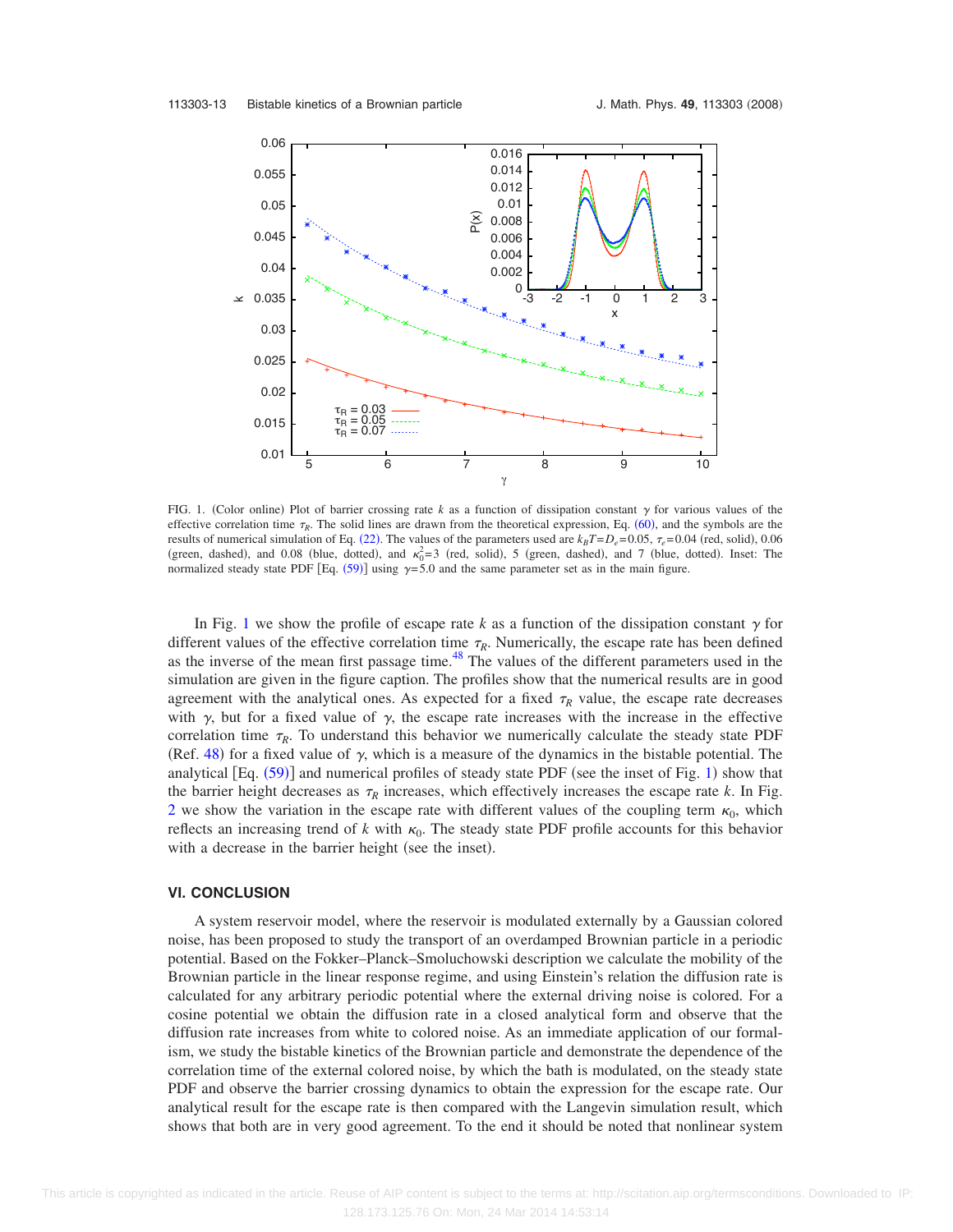FIG. 1. (Color online) Plot of barrier crossing rate $k$ as a function of dissipation constant $\gamma$ for various values of the effective correlation time $\tau_R$. The solid lines are drawn from the theoretical expression, Eq. (60), and the symbols are the results of numerical simulation of Eq. (22). The values of the parameters used are $k_BT = D_e = 0.05$, $\tau_e = 0.04$ (red, solid), 0.06 (green, dashed), and 0.08 (blue, dotted), and $\kappa_0^2 = 3$ (red, solid), 5 (green, dashed), and 7 (blue, dotted). Inset: The normalized steady state PDF [Eq. (59)] using $\gamma = 5.0$ and the same parameter set as in the main figure.

In Fig. 1 we show the profile of escape rate $k$ as a function of the dissipation constant $\gamma$ for different values of the effective correlation time $\tau_R$. Numerically, the escape rate has been defined as the inverse of the mean first passage time.[48] The values of the different parameters used in the simulation are given in the figure caption. The profiles show that the numerical results are in good agreement with the analytical ones. As expected for a fixed $\tau_R$ value, the escape rate decreases with $\gamma$, but for a fixed value of $\gamma$, the escape rate increases with the increase in the effective correlation time $\tau_R$. To understand this behavior we numerically calculate the steady state PDF (Ref. 48) for a fixed value of $\gamma$, which is a measure of the dynamics in the bistable potential. The analytical [Eq. (59)] and numerical profiles of steady state PDF (see the inset of Fig. 1) show that the barrier height decreases as $\tau_R$ increases, which effectively increases the escape rate $k$. In Fig. 2 we show the variation in the escape rate with different values of the coupling term $\kappa_0$, which reflects an increasing trend of $k$ with $\kappa_0$. The steady state PDF profile accounts for this behavior with a decrease in the barrier height (see the inset).

## VI. CONCLUSION

A system reservoir model, where the reservoir is modulated externally by a Gaussian colored noise, has been proposed to study the transport of an overdamped Brownian particle in a periodic potential. Based on the Fokker–Planck–Smoluchowski description we calculate the mobility of the Brownian particle in the linear response regime, and using Einstein's relation the diffusion rate is calculated for any arbitrary periodic potential where the external driving noise is colored. For a cosine potential we obtain the diffusion rate in a closed analytical form and observe that the diffusion rate increases from white to colored noise. As an immediate application of our formalism, we study the bistable kinetics of the Brownian particle and demonstrate the dependence of the correlation time of the external colored noise, by which the bath is modulated, on the steady state PDF and observe the barrier crossing dynamics to obtain the expression for the escape rate. Our analytical result for the escape rate is then compared with the Langevin simulation result, which shows that both are in very good agreement. To the end it should be noted that nonlinear system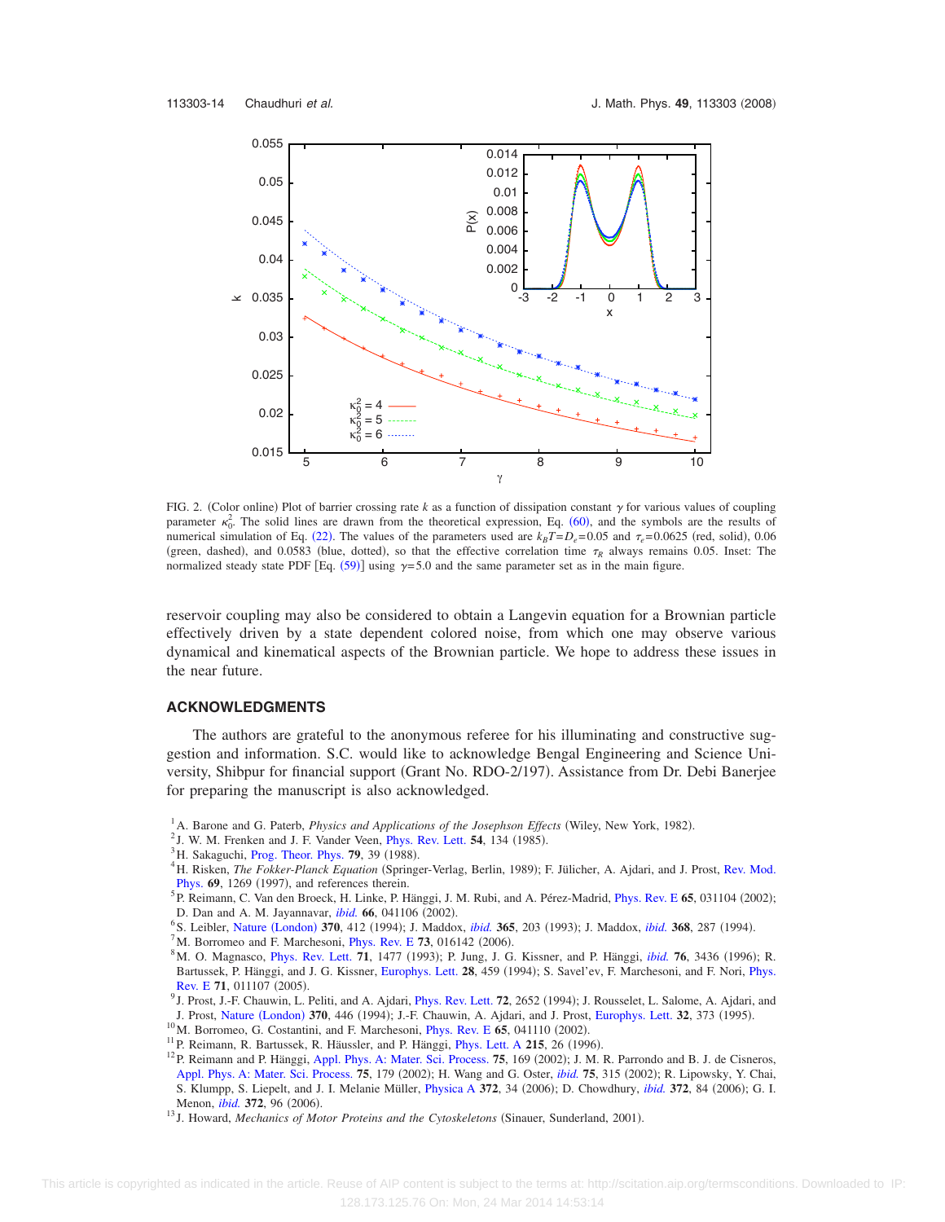FIG. 2. (Color online) Plot of barrier crossing rate $k$ as a function of dissipation constant $\gamma$ for various values of coupling parameter $\kappa_0^2$. The solid lines are drawn from the theoretical expression, Eq. (60), and the symbols are the results of numerical simulation of Eq. (22). The values of the parameters used are $k_BT = D_e = 0.05$ and $\tau_e = 0.0625$ (red, solid), 0.06 (green, dashed), and 0.0583 (blue, dotted), so that the effective correlation time $\tau_R$ always remains 0.05. Inset: The normalized steady state PDF [Eq. (59)] using $\gamma = 5.0$ and the same parameter set as in the main figure.

reservoir coupling may also be considered to obtain a Langevin equation for a Brownian particle effectively driven by a state dependent colored noise, from which one may observe various dynamical and kinematical aspects of the Brownian particle. We hope to address these issues in the near future.

## ACKNOWLEDGMENTS

The authors are grateful to the anonymous referee for his illuminating and constructive suggestion and information. S.C. would like to acknowledge Bengal Engineering and Science University, Shibpur for financial support (Grant No. RDO-2/197). Assistance from Dr. Debi Banerjee for preparing the manuscript is also acknowledged.

[1] A. Barone and G. Paterb, *Physics and Applications of the Josephson Effects* (Wiley, New York, 1982).
[2] J. W. M. Frenken and J. F. Vander Veen, Phys. Rev. Lett. **54**, 134 (1985).
[3] H. Sakaguchi, Prog. Theor. Phys. **79**, 39 (1988).
[4] H. Risken, *The Fokker-Planck Equation* (Springer-Verlag, Berlin, 1989); F. Jülicher, A. Ajdari, and J. Prost, Rev. Mod. Phys. **69**, 1269 (1997), and references therein.
[5] P. Reimann, C. Van den Broeck, H. Linke, P. Hänggi, J. M. Rubi, and A. Pérez-Madrid, Phys. Rev. E **65**, 031104 (2002); D. Dan and A. M. Jayannavar, *ibid.* **66**, 041106 (2002).
[6] S. Leibler, Nature (London) **370**, 412 (1994); J. Maddox, *ibid.* **365**, 203 (1993); J. Maddox, *ibid.* **368**, 287 (1994).
[7] M. Borromeo and F. Marchesoni, Phys. Rev. E **73**, 016142 (2006).
[8] M. O. Magnasco, Phys. Rev. Lett. **71**, 1477 (1993); P. Jung, J. G. Kissner, and P. Hänggi, *ibid.* **76**, 3436 (1996); R. Bartussek, P. Hänggi, and J. G. Kissner, Europhys. Lett. **28**, 459 (1994); S. Savel'ev, F. Marchesoni, and F. Nori, Phys. Rev. E **71**, 011107 (2005).
[9] J. Prost, J.-F. Chauwin, L. Peliti, and A. Ajdari, Phys. Rev. Lett. **72**, 2652 (1994); J. Rousselet, L. Salome, A. Ajdari, and J. Prost, Nature (London) **370**, 446 (1994); J.-F. Chauwin, A. Ajdari, and J. Prost, Europhys. Lett. **32**, 373 (1995).
[10] M. Borromeo, G. Costantini, and F. Marchesoni, Phys. Rev. E **65**, 041110 (2002).
[11] P. Reimann, R. Bartussek, R. Häussler, and P. Hänggi, Phys. Lett. A **215**, 26 (1996).
[12] P. Reimann and P. Hänggi, Appl. Phys. A: Mater. Sci. Process. **75**, 169 (2002); J. M. R. Parrondo and B. J. de Cisneros, Appl. Phys. A: Mater. Sci. Process. **75**, 179 (2002); H. Wang and G. Oster, *ibid.* **75**, 315 (2002); R. Lipowsky, Y. Chai, S. Klumpp, S. Liepelt, and J. I. Melanie Müller, Physica A **372**, 34 (2006); D. Chowdhury, *ibid.* **372**, 84 (2006); G. I. Menon, *ibid.* **372**, 96 (2006).
[13] J. Howard, *Mechanics of Motor Proteins and the Cytoskeletons* (Sinauer, Sunderland, 2001).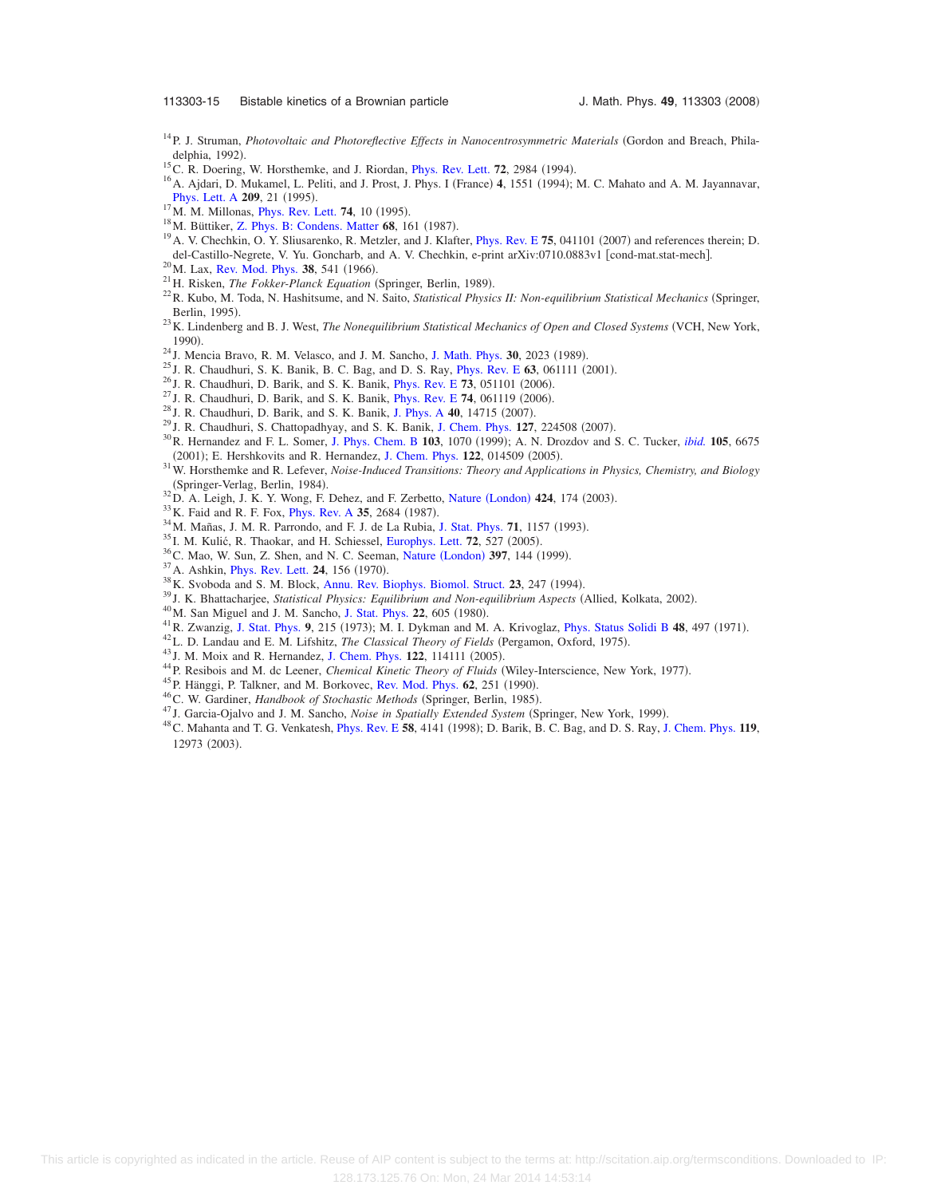[14] P. J. Struman, *Photovoltaic and Photoreflective Effects in Nanocentrosymmetric Materials* (Gordon and Breach, Philadelphia, 1992).

[15] C. R. Doering, W. Horsthemke, and J. Riordan, Phys. Rev. Lett. **72**, 2984 (1994).

[16] A. Ajdari, D. Mukamel, L. Peliti, and J. Prost, J. Phys. I (France) **4**, 1551 (1994); M. C. Mahato and A. M. Jayannavar, Phys. Lett. A **209**, 21 (1995).

[17] M. M. Millonas, Phys. Rev. Lett. **74**, 10 (1995).

[18] M. Büttiker, Z. Phys. B: Condens. Matter **68**, 161 (1987).

[19] A. V. Chechkin, O. Y. Sliusarenko, R. Metzler, and J. Klafter, Phys. Rev. E **75**, 041101 (2007) and references therein; D. del-Castillo-Negrete, V. Yu. Gonchar, and A. V. Chechkin, e-print arXiv:0710.0883v1 [cond-mat.stat-mech].

[20] M. Lax, Rev. Mod. Phys. **38**, 541 (1966).

[21] H. Risken, *The Fokker-Planck Equation* (Springer, Berlin, 1989).

[22] R. Kubo, M. Toda, N. Hashitsume, and N. Saito, *Statistical Physics II: Non-equilibrium Statistical Mechanics* (Springer, Berlin, 1995).

[23] K. Lindenberg and B. J. West, *The Nonequilibrium Statistical Mechanics of Open and Closed Systems* (VCH, New York, 1990).

[24] J. Mencia Bravo, R. M. Velasco, and J. M. Sancho, J. Math. Phys. **30**, 2023 (1989).

[25] J. R. Chaudhuri, S. K. Banik, B. C. Bag, and D. S. Ray, Phys. Rev. E **63**, 061111 (2001).

[26] J. R. Chaudhuri, D. Barik, and S. K. Banik, Phys. Rev. E **73**, 051101 (2006).

[27] J. R. Chaudhuri, D. Barik, and S. K. Banik, Phys. Rev. E **74**, 061119 (2006).

[28] J. R. Chaudhuri, D. Barik, and S. K. Banik, J. Phys. A **40**, 14715 (2007).

[29] J. R. Chaudhuri, S. Chattopadhyay, and S. K. Banik, J. Chem. Phys. **127**, 224508 (2007).

[30] R. Hernandez and F. L. Somer, J. Phys. Chem. B **103**, 1070 (1999); A. N. Drozdov and S. C. Tucker, *ibid.* **105**, 6675 (2001); E. Hershkovits and R. Hernandez, J. Chem. Phys. **122**, 014509 (2005).

[31] W. Horsthemke and R. Lefever, *Noise-Induced Transitions: Theory and Applications in Physics, Chemistry, and Biology* (Springer-Verlag, Berlin, 1984).

[32] D. A. Leigh, J. K. Y. Wong, F. Dehez, and F. Zerbetto, Nature (London) **424**, 174 (2003).

[33] K. Faid and R. F. Fox, Phys. Rev. A **35**, 2684 (1987).

[34] M. Mañas, J. M. R. Parrondo, and F. J. de La Rubia, J. Stat. Phys. **71**, 1157 (1993).

[35] I. M. Kulić, R. Thaokar, and H. Schiessel, Europhys. Lett. **72**, 527 (2005).

[36] C. Mao, W. Sun, Z. Shen, and N. C. Seeman, Nature (London) **397**, 144 (1999).

[37] A. Ashkin, Phys. Rev. Lett. **24**, 156 (1970).

[38] K. Svoboda and S. M. Block, Annu. Rev. Biophys. Biomol. Struct. **23**, 247 (1994).

[39] J. K. Bhattacharjee, *Statistical Physics: Equilibrium and Non-equilibrium Aspects* (Allied, Kolkata, 2002).

[40] M. San Miguel and J. M. Sancho, J. Stat. Phys. **22**, 605 (1980).

[41] R. Zwanzig, J. Stat. Phys. **9**, 215 (1973); M. I. Dykman and M. A. Krivoglaz, Phys. Status Solidi B **48**, 497 (1971).

[42] L. D. Landau and E. M. Lifshitz, *The Classical Theory of Fields* (Pergamon, Oxford, 1975).

[43] J. M. Moix and R. Hernandez, J. Chem. Phys. **122**, 114111 (2005).

[44] P. Resibois and M. dc Leener, *Chemical Kinetic Theory of Fluids* (Wiley-Interscience, New York, 1977).

[45] P. Hänggi, P. Talkner, and M. Borkovec, Rev. Mod. Phys. **62**, 251 (1990).

[46] C. W. Gardiner, *Handbook of Stochastic Methods* (Springer, Berlin, 1985).

[47] J. Garcia-Ojalvo and J. M. Sancho, *Noise in Spatially Extended System* (Springer, New York, 1999).

[48] C. Mahanta and T. G. Venkatesh, Phys. Rev. E **58**, 4141 (1998); D. Barik, B. C. Bag, and D. S. Ray, J. Chem. Phys. **119**, 12973 (2003).